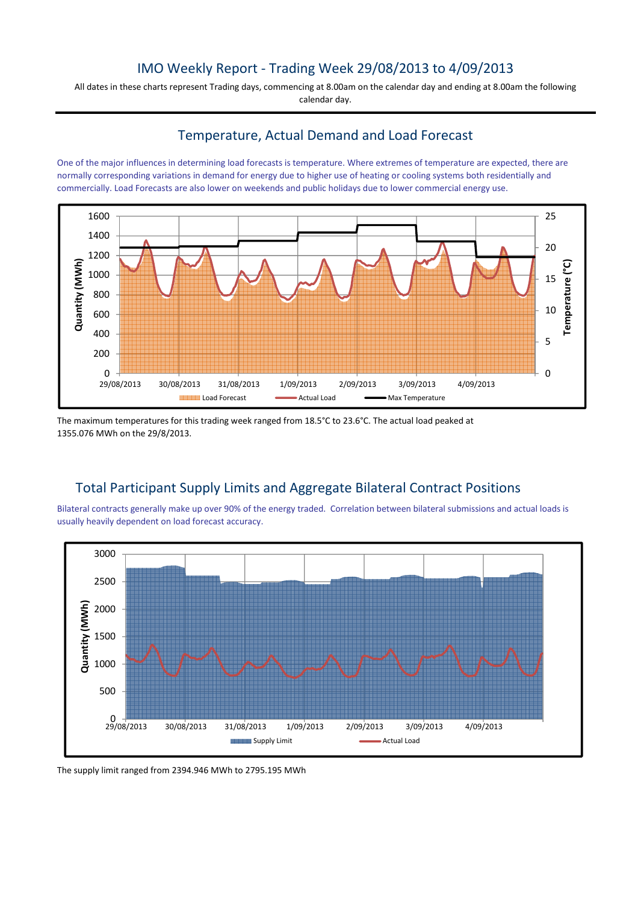# IMO Weekly Report - Trading Week 29/08/2013 to 4/09/2013

All dates in these charts represent Trading days, commencing at 8.00am on the calendar day and ending at 8.00am the following calendar day.

## Temperature, Actual Demand and Load Forecast

One of the major influences in determining load forecasts is temperature. Where extremes of temperature are expected, there are normally corresponding variations in demand for energy due to higher use of heating or cooling systems both residentially and commercially. Load Forecasts are also lower on weekends and public holidays due to lower commercial energy use.

The maximum temperatures for this trading week ranged from 18.5°C to 23.6°C. The actual load peaked at 1355.076 MWh on the 29/8/2013.

## Total Participant Supply Limits and Aggregate Bilateral Contract Positions

Bilateral contracts generally make up over 90% of the energy traded. Correlation between bilateral submissions and actual loads is usually heavily dependent on load forecast accuracy.

The supply limit ranged from 2394.946 MWh to 2795.195 MWh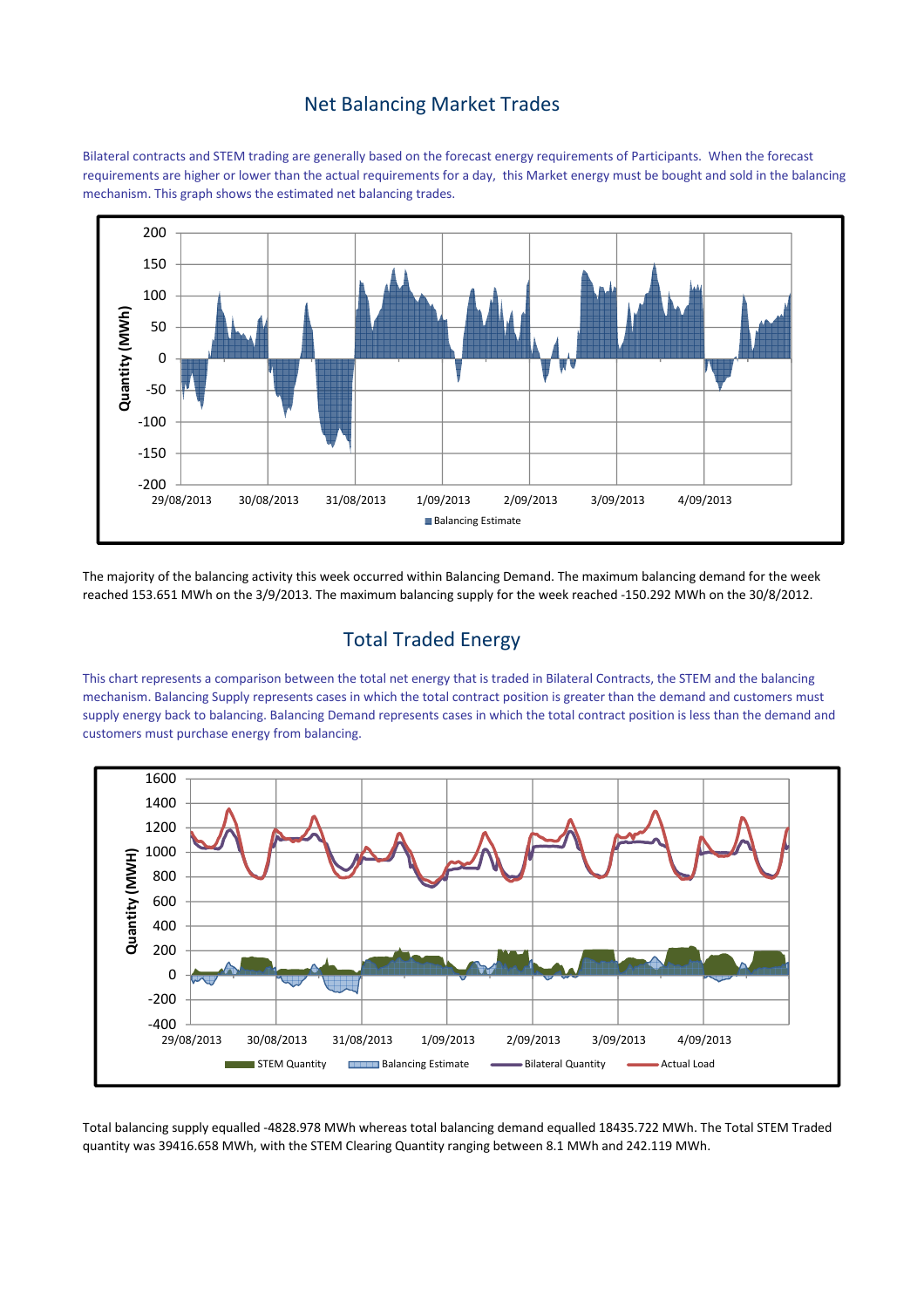## Net Balancing Market Trades

Bilateral contracts and STEM trading are generally based on the forecast energy requirements of Participants. When the forecast requirements are higher or lower than the actual requirements for a day, this Market energy must be bought and sold in the balancing mechanism. This graph shows the estimated net balancing trades.

The majority of the balancing activity this week occurred within Balancing Demand. The maximum balancing demand for the week reached 153.651 MWh on the 3/9/2013. The maximum balancing supply for the week reached -150.292 MWh on the 30/8/2012.

## Total Traded Energy

This chart represents a comparison between the total net energy that is traded in Bilateral Contracts, the STEM and the balancing mechanism. Balancing Supply represents cases in which the total contract position is greater than the demand and customers must supply energy back to balancing. Balancing Demand represents cases in which the total contract position is less than the demand and customers must purchase energy from balancing.

Total balancing supply equalled -4828.978 MWh whereas total balancing demand equalled 18435.722 MWh. The Total STEM Traded quantity was 39416.658 MWh, with the STEM Clearing Quantity ranging between 8.1 MWh and 242.119 MWh.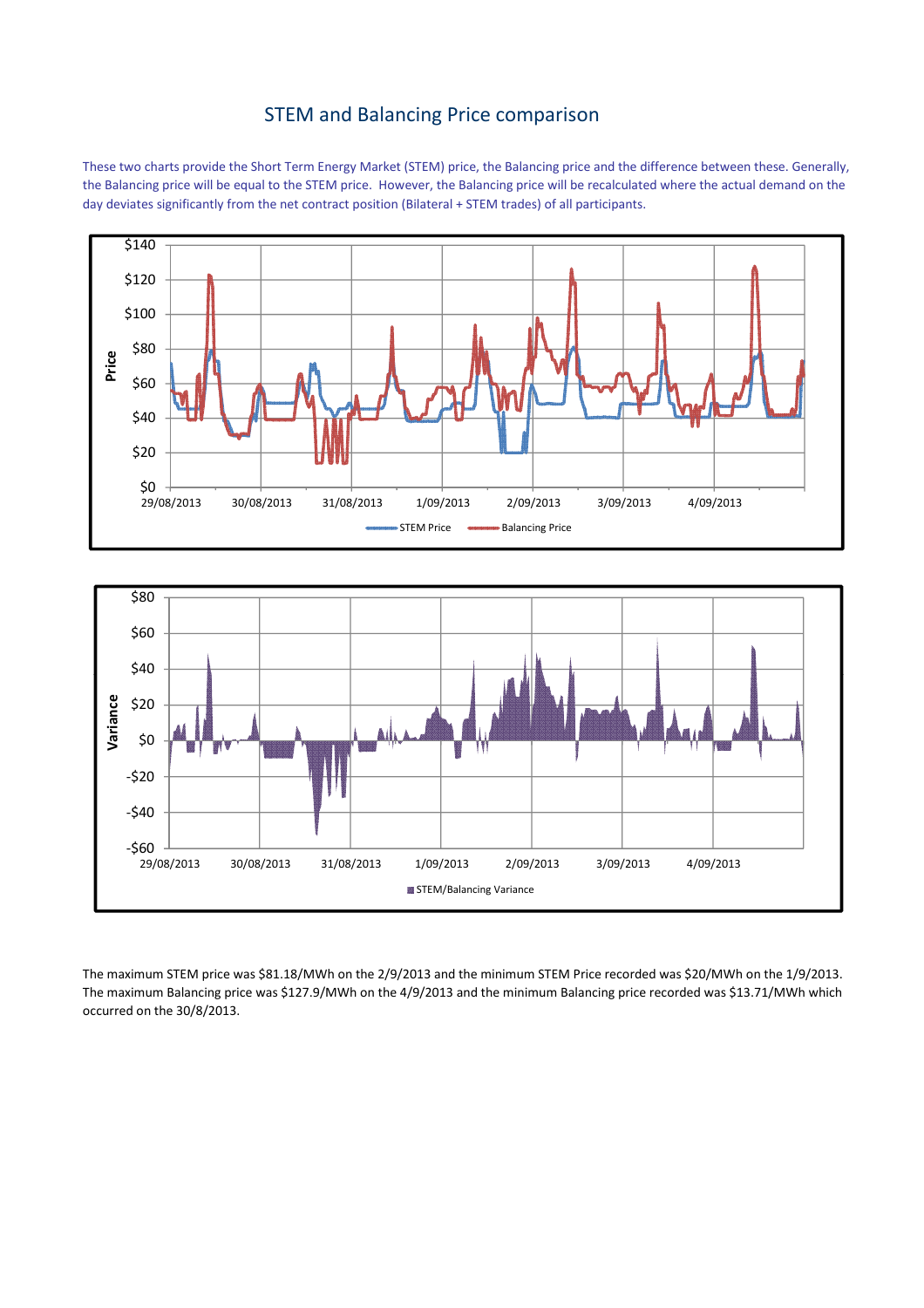# STEM and Balancing Price comparison

These two charts provide the Short Term Energy Market (STEM) price, the Balancing price and the difference between these. Generally, the Balancing price will be equal to the STEM price. However, the Balancing price will be recalculated where the actual demand on the day deviates significantly from the net contract position (Bilateral + STEM trades) of all participants.

Price

$140
$120
$100
$80
$60
$40
$20
$0

29/08/2013
30/08/2013
31/08/2013
1/09/2013
2/09/2013
3/09/2013
4/09/2013

STEM Price
Balancing Price

Variance

$80
$60
$40
$20
$0
-$20
-$40
-$60

29/08/2013
30/08/2013
31/08/2013
1/09/2013
2/09/2013
3/09/2013
4/09/2013

STEM/Balancing Variance

The maximum STEM price was $81.18/MWh on the 2/9/2013 and the minimum STEM Price recorded was $20/MWh on the 1/9/2013. The maximum Balancing price was $127.9/MWh on the 4/9/2013 and the minimum Balancing price recorded was $13.71/MWh which occurred on the 30/8/2013.